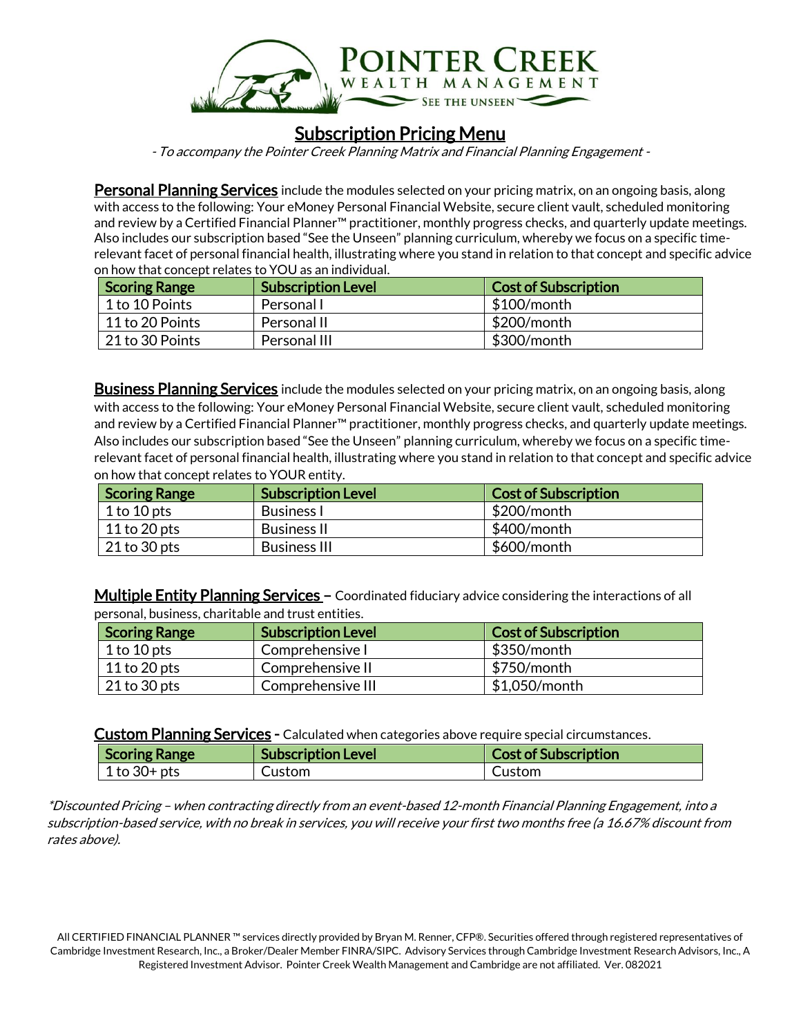# POINTER CREEK
WEALTH MANAGEMENT
SEE THE UNSEEN

## Subscription Pricing Menu

*- To accompany the Pointer Creek Planning Matrix and Financial Planning Engagement -*

**Personal Planning Services** include the modules selected on your pricing matrix, on an ongoing basis, along with access to the following: Your eMoney Personal Financial Website, secure client vault, scheduled monitoring and review by a Certified Financial Planner™ practitioner, monthly progress checks, and quarterly update meetings. Also includes our subscription based "See the Unseen" planning curriculum, whereby we focus on a specific time-relevant facet of personal financial health, illustrating where you stand in relation to that concept and specific advice on how that concept relates to YOU as an individual.

| Scoring Range | Subscription Level | Cost of Subscription |
|---|---|---|
| 1 to 10 Points | Personal I | $100/month |
| 11 to 20 Points | Personal II | $200/month |
| 21 to 30 Points | Personal III | $300/month |

**Business Planning Services** include the modules selected on your pricing matrix, on an ongoing basis, along with access to the following: Your eMoney Personal Financial Website, secure client vault, scheduled monitoring and review by a Certified Financial Planner™ practitioner, monthly progress checks, and quarterly update meetings. Also includes our subscription based "See the Unseen" planning curriculum, whereby we focus on a specific time-relevant facet of personal financial health, illustrating where you stand in relation to that concept and specific advice on how that concept relates to YOUR entity.

| Scoring Range | Subscription Level | Cost of Subscription |
|---|---|---|
| 1 to 10 pts | Business I | $200/month |
| 11 to 20 pts | Business II | $400/month |
| 21 to 30 pts | Business III | $600/month |

**Multiple Entity Planning Services** – Coordinated fiduciary advice considering the interactions of all personal, business, charitable and trust entities.

| Scoring Range | Subscription Level | Cost of Subscription |
|---|---|---|
| 1 to 10 pts | Comprehensive I | $350/month |
| 11 to 20 pts | Comprehensive II | $750/month |
| 21 to 30 pts | Comprehensive III | $1,050/month |

**Custom Planning Services** - Calculated when categories above require special circumstances.

| Scoring Range | Subscription Level | Cost of Subscription |
|---|---|---|
| 1 to 30+ pts | Custom | Custom |

*\*Discounted Pricing – when contracting directly from an event-based 12-month Financial Planning Engagement, into a subscription-based service, with no break in services, you will receive your first two months free (a 16.67% discount from rates above).*

All CERTIFIED FINANCIAL PLANNER ™ services directly provided by Bryan M. Renner, CFP®. Securities offered through registered representatives of Cambridge Investment Research, Inc., a Broker/Dealer Member FINRA/SIPC. Advisory Services through Cambridge Investment Research Advisors, Inc., A Registered Investment Advisor. Pointer Creek Wealth Management and Cambridge are not affiliated. Ver. 082021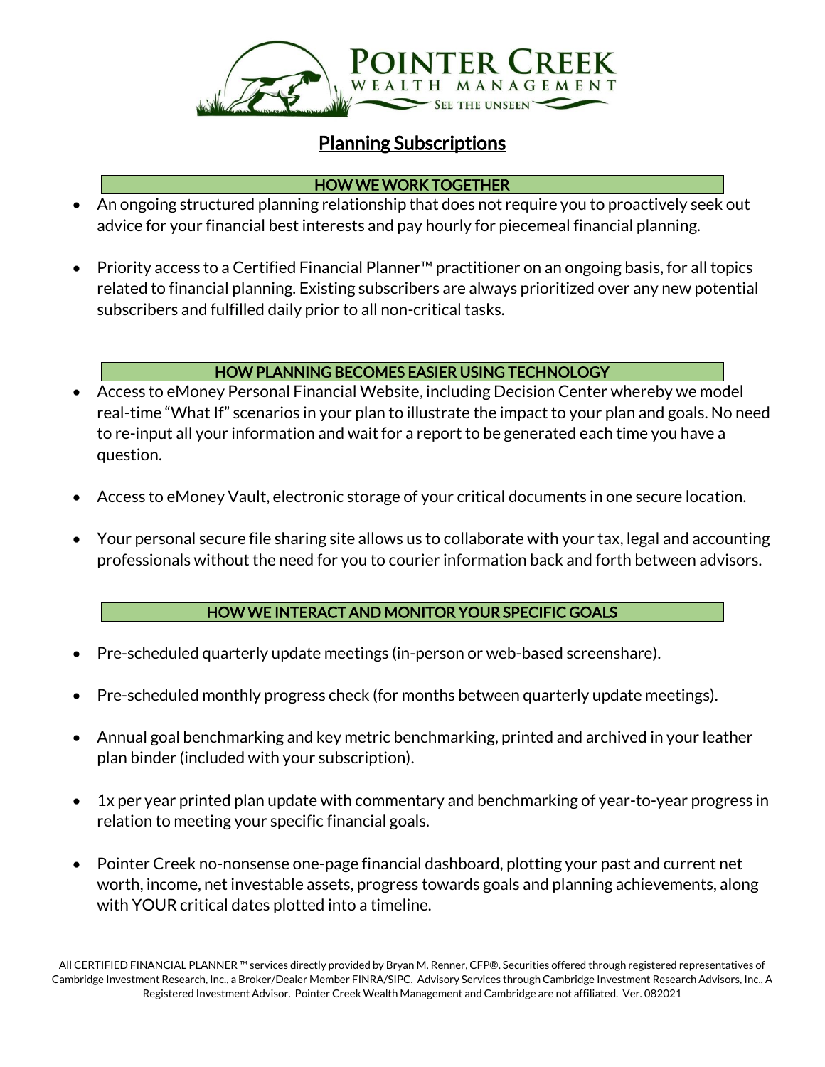# Pointer Creek Wealth Management

SEE THE UNSEEN

## Planning Subscriptions

### HOW WE WORK TOGETHER

- An ongoing structured planning relationship that does not require you to proactively seek out advice for your financial best interests and pay hourly for piecemeal financial planning.
- Priority access to a Certified Financial Planner™ practitioner on an ongoing basis, for all topics related to financial planning. Existing subscribers are always prioritized over any new potential subscribers and fulfilled daily prior to all non-critical tasks.

### HOW PLANNING BECOMES EASIER USING TECHNOLOGY

- Access to eMoney Personal Financial Website, including Decision Center whereby we model real-time "What If" scenarios in your plan to illustrate the impact to your plan and goals. No need to re-input all your information and wait for a report to be generated each time you have a question.
- Access to eMoney Vault, electronic storage of your critical documents in one secure location.
- Your personal secure file sharing site allows us to collaborate with your tax, legal and accounting professionals without the need for you to courier information back and forth between advisors.

### HOW WE INTERACT AND MONITOR YOUR SPECIFIC GOALS

- Pre-scheduled quarterly update meetings (in-person or web-based screenshare).
- Pre-scheduled monthly progress check (for months between quarterly update meetings).
- Annual goal benchmarking and key metric benchmarking, printed and archived in your leather plan binder (included with your subscription).
- 1x per year printed plan update with commentary and benchmarking of year-to-year progress in relation to meeting your specific financial goals.
- Pointer Creek no-nonsense one-page financial dashboard, plotting your past and current net worth, income, net investable assets, progress towards goals and planning achievements, along with YOUR critical dates plotted into a timeline.

All CERTIFIED FINANCIAL PLANNER ™ services directly provided by Bryan M. Renner, CFP®. Securities offered through registered representatives of Cambridge Investment Research, Inc., a Broker/Dealer Member FINRA/SIPC. Advisory Services through Cambridge Investment Research Advisors, Inc., A Registered Investment Advisor. Pointer Creek Wealth Management and Cambridge are not affiliated. Ver. 082021